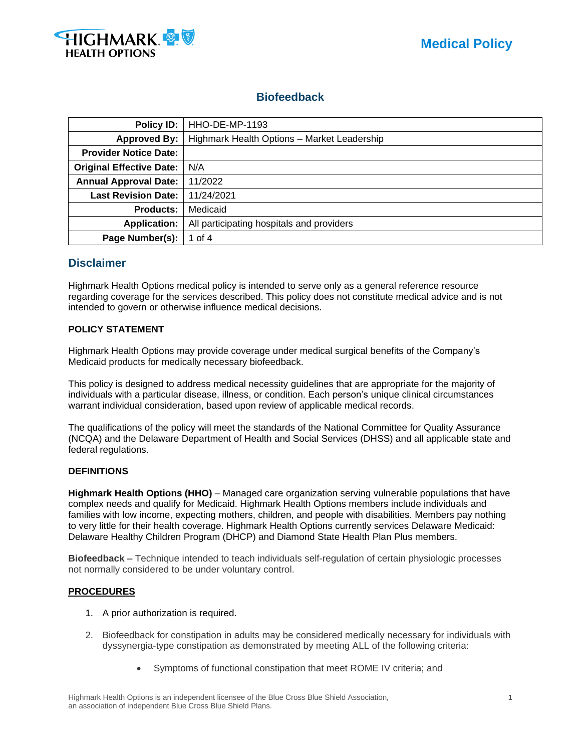Medical Policy

# Biofeedback

| Policy ID: | HHO-DE-MP-1193 |
|---|---|
| Approved By: | Highmark Health Options – Market Leadership |
| Provider Notice Date: | |
| Original Effective Date: | N/A |
| Annual Approval Date: | 11/2022 |
| Last Revision Date: | 11/24/2021 |
| Products: | Medicaid |
| Application: | All participating hospitals and providers |
| Page Number(s): | 1 of 4 |

## Disclaimer

Highmark Health Options medical policy is intended to serve only as a general reference resource regarding coverage for the services described. This policy does not constitute medical advice and is not intended to govern or otherwise influence medical decisions.

**POLICY STATEMENT**

Highmark Health Options may provide coverage under medical surgical benefits of the Company's Medicaid products for medically necessary biofeedback.

This policy is designed to address medical necessity guidelines that are appropriate for the majority of individuals with a particular disease, illness, or condition. Each person's unique clinical circumstances warrant individual consideration, based upon review of applicable medical records.

The qualifications of the policy will meet the standards of the National Committee for Quality Assurance (NCQA) and the Delaware Department of Health and Social Services (DHSS) and all applicable state and federal regulations.

**DEFINITIONS**

**Highmark Health Options (HHO)** – Managed care organization serving vulnerable populations that have complex needs and qualify for Medicaid. Highmark Health Options members include individuals and families with low income, expecting mothers, children, and people with disabilities. Members pay nothing to very little for their health coverage. Highmark Health Options currently services Delaware Medicaid: Delaware Healthy Children Program (DHCP) and Diamond State Health Plan Plus members.

**Biofeedback** – Technique intended to teach individuals self-regulation of certain physiologic processes not normally considered to be under voluntary control.

**PROCEDURES**

1. A prior authorization is required.

2. Biofeedback for constipation in adults may be considered medically necessary for individuals with dyssynergia-type constipation as demonstrated by meeting ALL of the following criteria:

    - Symptoms of functional constipation that meet ROME IV criteria; and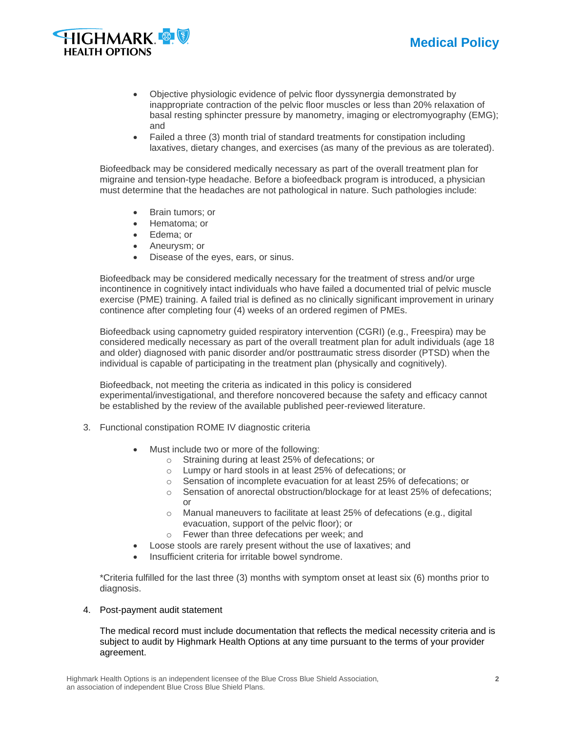- Objective physiologic evidence of pelvic floor dyssynergia demonstrated by inappropriate contraction of the pelvic floor muscles or less than 20% relaxation of basal resting sphincter pressure by manometry, imaging or electromyography (EMG); and
- Failed a three (3) month trial of standard treatments for constipation including laxatives, dietary changes, and exercises (as many of the previous as are tolerated).

Biofeedback may be considered medically necessary as part of the overall treatment plan for migraine and tension-type headache. Before a biofeedback program is introduced, a physician must determine that the headaches are not pathological in nature. Such pathologies include:

- Brain tumors; or
- Hematoma; or
- Edema; or
- Aneurysm; or
- Disease of the eyes, ears, or sinus.

Biofeedback may be considered medically necessary for the treatment of stress and/or urge incontinence in cognitively intact individuals who have failed a documented trial of pelvic muscle exercise (PME) training. A failed trial is defined as no clinically significant improvement in urinary continence after completing four (4) weeks of an ordered regimen of PMEs.

Biofeedback using capnometry guided respiratory intervention (CGRI) (e.g., Freespira) may be considered medically necessary as part of the overall treatment plan for adult individuals (age 18 and older) diagnosed with panic disorder and/or posttraumatic stress disorder (PTSD) when the individual is capable of participating in the treatment plan (physically and cognitively).

Biofeedback, not meeting the criteria as indicated in this policy is considered experimental/investigational, and therefore noncovered because the safety and efficacy cannot be established by the review of the available published peer-reviewed literature.

3. Functional constipation ROME IV diagnostic criteria

- Must include two or more of the following:
  - Straining during at least 25% of defecations; or
  - Lumpy or hard stools in at least 25% of defecations; or
  - Sensation of incomplete evacuation for at least 25% of defecations; or
  - Sensation of anorectal obstruction/blockage for at least 25% of defecations; or
  - Manual maneuvers to facilitate at least 25% of defecations (e.g., digital evacuation, support of the pelvic floor); or
  - Fewer than three defecations per week; and
- Loose stools are rarely present without the use of laxatives; and
- Insufficient criteria for irritable bowel syndrome.

*Criteria fulfilled for the last three (3) months with symptom onset at least six (6) months prior to diagnosis.

4. Post-payment audit statement

The medical record must include documentation that reflects the medical necessity criteria and is subject to audit by Highmark Health Options at any time pursuant to the terms of your provider agreement.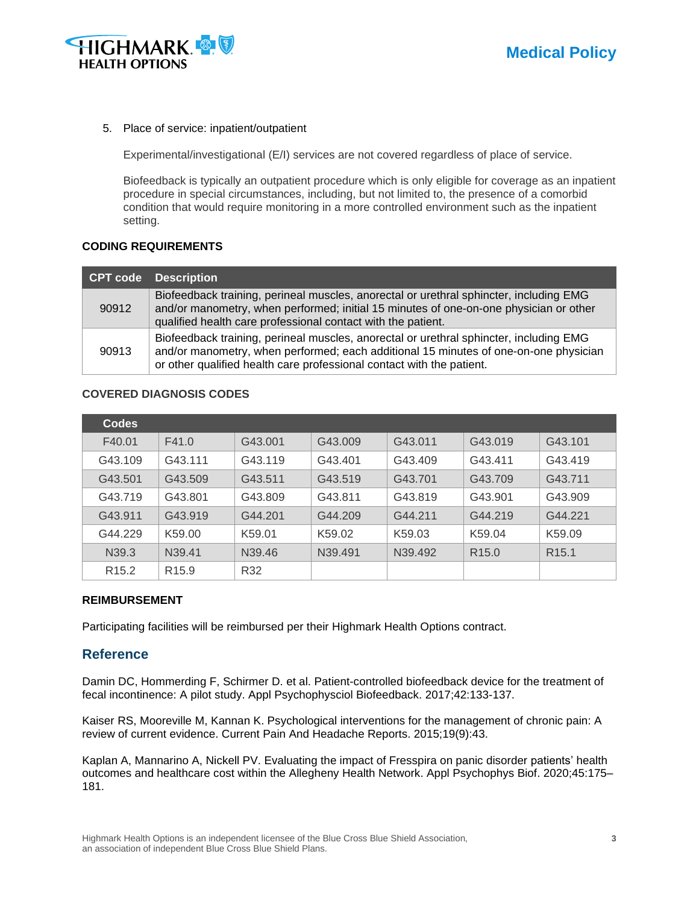5. Place of service: inpatient/outpatient

   Experimental/investigational (E/I) services are not covered regardless of place of service.

   Biofeedback is typically an outpatient procedure which is only eligible for coverage as an inpatient procedure in special circumstances, including, but not limited to, the presence of a comorbid condition that would require monitoring in a more controlled environment such as the inpatient setting.

**CODING REQUIREMENTS**

| CPT code | Description |
|---|---|
| 90912 | Biofeedback training, perineal muscles, anorectal or urethral sphincter, including EMG and/or manometry, when performed; initial 15 minutes of one-on-one physician or other qualified health care professional contact with the patient. |
| 90913 | Biofeedback training, perineal muscles, anorectal or urethral sphincter, including EMG and/or manometry, when performed; each additional 15 minutes of one-on-one physician or other qualified health care professional contact with the patient. |

**COVERED DIAGNOSIS CODES**

| Codes | | | | | | |
|---|---|---|---|---|---|---|
| F40.01 | F41.0 | G43.001 | G43.009 | G43.011 | G43.019 | G43.101 |
| G43.109 | G43.111 | G43.119 | G43.401 | G43.409 | G43.411 | G43.419 |
| G43.501 | G43.509 | G43.511 | G43.519 | G43.701 | G43.709 | G43.711 |
| G43.719 | G43.801 | G43.809 | G43.811 | G43.819 | G43.901 | G43.909 |
| G43.911 | G43.919 | G44.201 | G44.209 | G44.211 | G44.219 | G44.221 |
| G44.229 | K59.00 | K59.01 | K59.02 | K59.03 | K59.04 | K59.09 |
| N39.3 | N39.41 | N39.46 | N39.491 | N39.492 | R15.0 | R15.1 |
| R15.2 | R15.9 | R32 | | | | |

**REIMBURSEMENT**

Participating facilities will be reimbursed per their Highmark Health Options contract.

## Reference

Damin DC, Hommerding F, Schirmer D. et al. Patient-controlled biofeedback device for the treatment of fecal incontinence: A pilot study. Appl Psychophysciol Biofeedback. 2017;42:133-137.

Kaiser RS, Mooreville M, Kannan K. Psychological interventions for the management of chronic pain: A review of current evidence. Current Pain And Headache Reports. 2015;19(9):43.

Kaplan A, Mannarino A, Nickell PV. Evaluating the impact of Fresspira on panic disorder patients' health outcomes and healthcare cost within the Allegheny Health Network. Appl Psychophys Biof. 2020;45:175–181.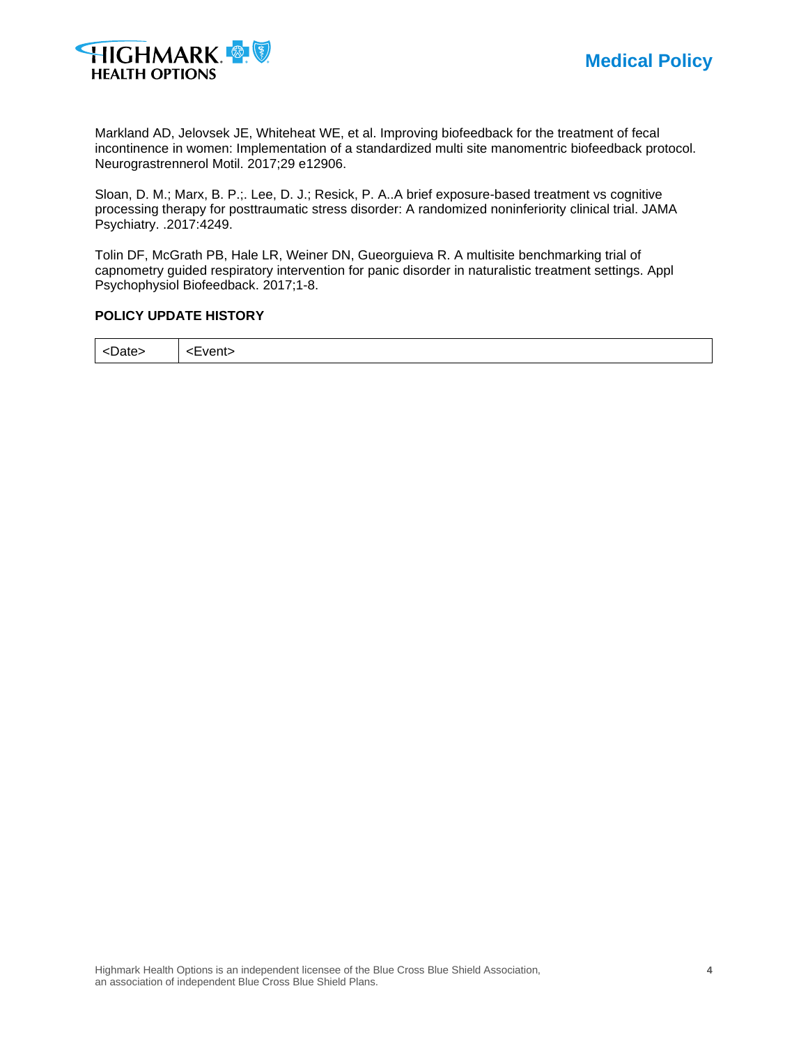Markland AD, Jelovsek JE, Whiteheat WE, et al. Improving biofeedback for the treatment of fecal incontinence in women: Implementation of a standardized multi site manomentric biofeedback protocol. Neurograstrennerol Motil. 2017;29 e12906.

Sloan, D. M.; Marx, B. P.;. Lee, D. J.; Resick, P. A..A brief exposure-based treatment vs cognitive processing therapy for posttraumatic stress disorder: A randomized noninferiority clinical trial. JAMA Psychiatry. .2017:4249.

Tolin DF, McGrath PB, Hale LR, Weiner DN, Gueorguieva R. A multisite benchmarking trial of capnometry guided respiratory intervention for panic disorder in naturalistic treatment settings. Appl Psychophysiol Biofeedback. 2017;1-8.

**POLICY UPDATE HISTORY**

| | |
|---|---|
| <Date> | <Event> |